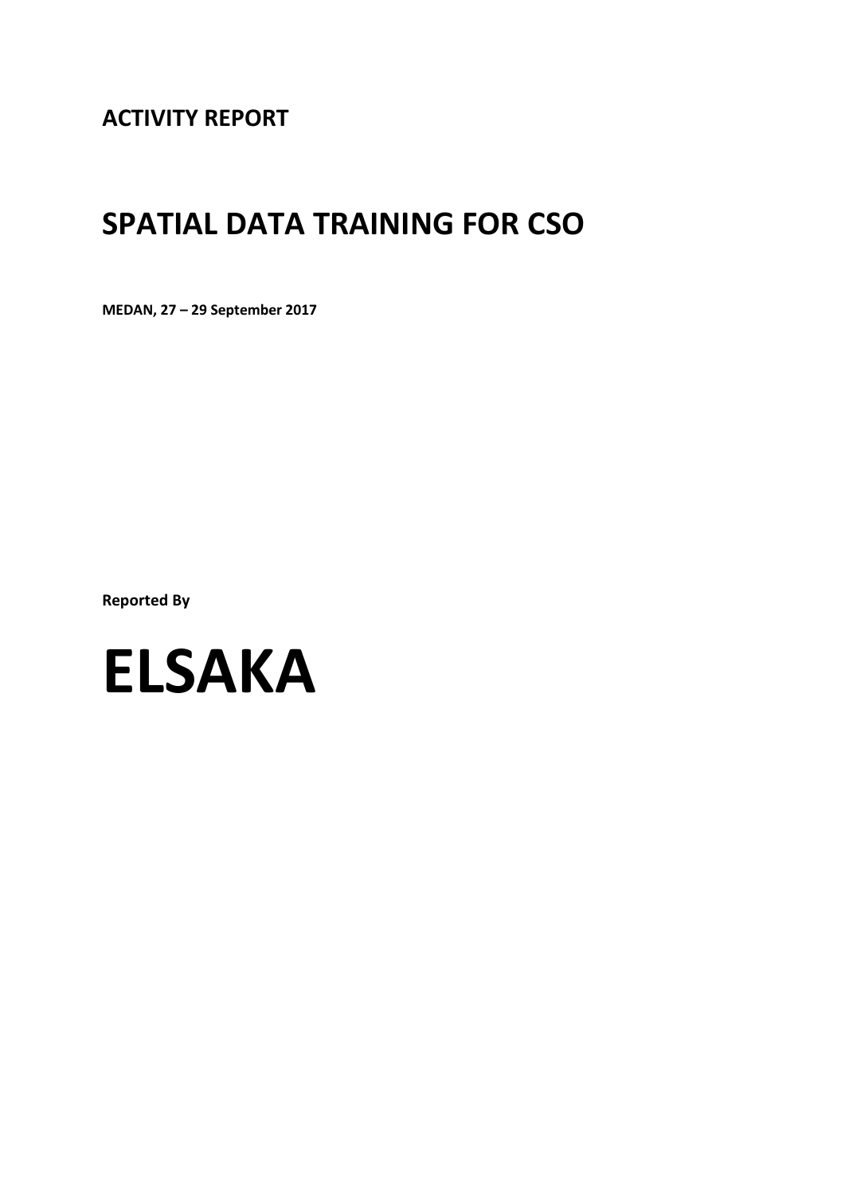**ACTIVITY REPORT**

# SPATIAL DATA TRAINING FOR CSO

**MEDAN, 27 – 29 September 2017**

**Reported By**

# ELSAKA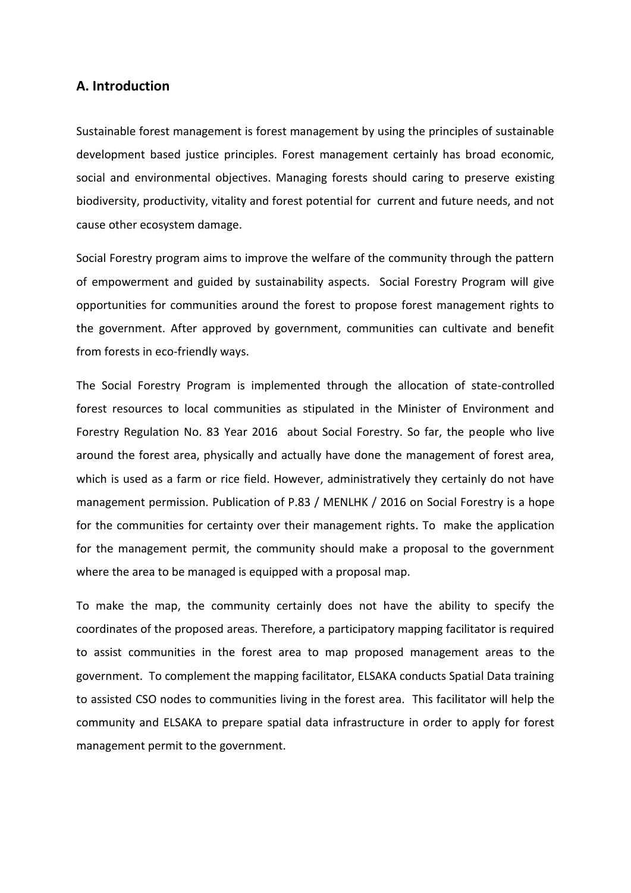## A. Introduction

Sustainable forest management is forest management by using the principles of sustainable development based justice principles. Forest management certainly has broad economic, social and environmental objectives. Managing forests should caring to preserve existing biodiversity, productivity, vitality and forest potential for current and future needs, and not cause other ecosystem damage.

Social Forestry program aims to improve the welfare of the community through the pattern of empowerment and guided by sustainability aspects. Social Forestry Program will give opportunities for communities around the forest to propose forest management rights to the government. After approved by government, communities can cultivate and benefit from forests in eco-friendly ways.

The Social Forestry Program is implemented through the allocation of state-controlled forest resources to local communities as stipulated in the Minister of Environment and Forestry Regulation No. 83 Year 2016 about Social Forestry. So far, the people who live around the forest area, physically and actually have done the management of forest area, which is used as a farm or rice field. However, administratively they certainly do not have management permission. Publication of P.83 / MENLHK / 2016 on Social Forestry is a hope for the communities for certainty over their management rights. To make the application for the management permit, the community should make a proposal to the government where the area to be managed is equipped with a proposal map.

To make the map, the community certainly does not have the ability to specify the coordinates of the proposed areas. Therefore, a participatory mapping facilitator is required to assist communities in the forest area to map proposed management areas to the government. To complement the mapping facilitator, ELSAKA conducts Spatial Data training to assisted CSO nodes to communities living in the forest area. This facilitator will help the community and ELSAKA to prepare spatial data infrastructure in order to apply for forest management permit to the government.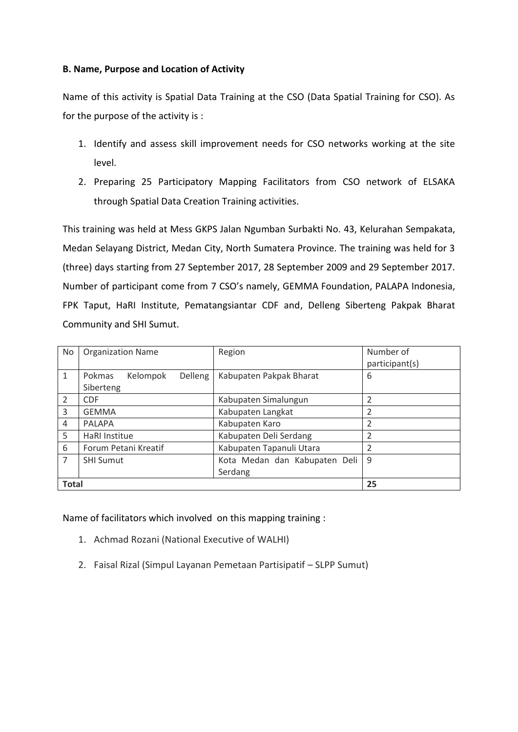**B. Name, Purpose and Location of Activity**

Name of this activity is Spatial Data Training at the CSO (Data Spatial Training for CSO). As for the purpose of the activity is :

1. Identify and assess skill improvement needs for CSO networks working at the site level.
2. Preparing 25 Participatory Mapping Facilitators from CSO network of ELSAKA through Spatial Data Creation Training activities.

This training was held at Mess GKPS Jalan Ngumban Surbakti No. 43, Kelurahan Sempakata, Medan Selayang District, Medan City, North Sumatera Province. The training was held for 3 (three) days starting from 27 September 2017, 28 September 2009 and 29 September 2017. Number of participant come from 7 CSO's namely, GEMMA Foundation, PALAPA Indonesia, FPK Taput, HaRI Institute, Pematangsiantar CDF and, Delleng Siberteng Pakpak Bharat Community and SHI Sumut.

| No | Organization Name | Region | Number of participant(s) |
|---|---|---|---|
| 1 | Pokmas Kelompok Delleng Siberteng | Kabupaten Pakpak Bharat | 6 |
| 2 | CDF | Kabupaten Simalungun | 2 |
| 3 | GEMMA | Kabupaten Langkat | 2 |
| 4 | PALAPA | Kabupaten Karo | 2 |
| 5 | HaRI Institue | Kabupaten Deli Serdang | 2 |
| 6 | Forum Petani Kreatif | Kabupaten Tapanuli Utara | 2 |
| 7 | SHI Sumut | Kota Medan dan Kabupaten Deli Serdang | 9 |
| **Total** | | | **25** |

Name of facilitators which involved on this mapping training :

1. Achmad Rozani (National Executive of WALHI)
2. Faisal Rizal (Simpul Layanan Pemetaan Partisipatif – SLPP Sumut)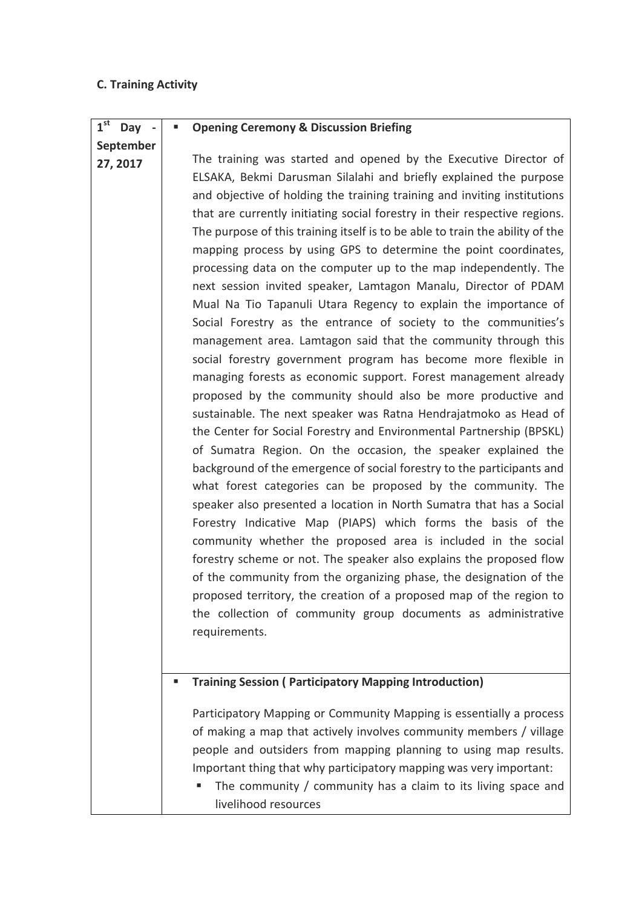**C. Training Activity**

| 1st Day - September 27, 2017 | ▪ **Opening Ceremony & Discussion Briefing**<br><br>The training was started and opened by the Executive Director of ELSAKA, Bekmi Darusman Silalahi and briefly explained the purpose and objective of holding the training training and inviting institutions that are currently initiating social forestry in their respective regions. The purpose of this training itself is to be able to train the ability of the mapping process by using GPS to determine the point coordinates, processing data on the computer up to the map independently. The next session invited speaker, Lamtagon Manalu, Director of PDAM Mual Na Tio Tapanuli Utara Regency to explain the importance of Social Forestry as the entrance of society to the communities's management area. Lamtagon said that the community through this social forestry government program has become more flexible in managing forests as economic support. Forest management already proposed by the community should also be more productive and sustainable. The next speaker was Ratna Hendrajatmoko as Head of the Center for Social Forestry and Environmental Partnership (BPSKL) of Sumatra Region. On the occasion, the speaker explained the background of the emergence of social forestry to the participants and what forest categories can be proposed by the community. The speaker also presented a location in North Sumatra that has a Social Forestry Indicative Map (PIAPS) which forms the basis of the community whether the proposed area is included in the social forestry scheme or not. The speaker also explains the proposed flow of the community from the organizing phase, the designation of the proposed territory, the creation of a proposed map of the region to the collection of community group documents as administrative requirements. |
|---|---|
| | ▪ **Training Session ( Participatory Mapping Introduction)**<br><br>Participatory Mapping or Community Mapping is essentially a process of making a map that actively involves community members / village people and outsiders from mapping planning to using map results. Impotant thing that why participatory mapping was very important:<br>▪ The community / community has a claim to its living space and livelihood resources |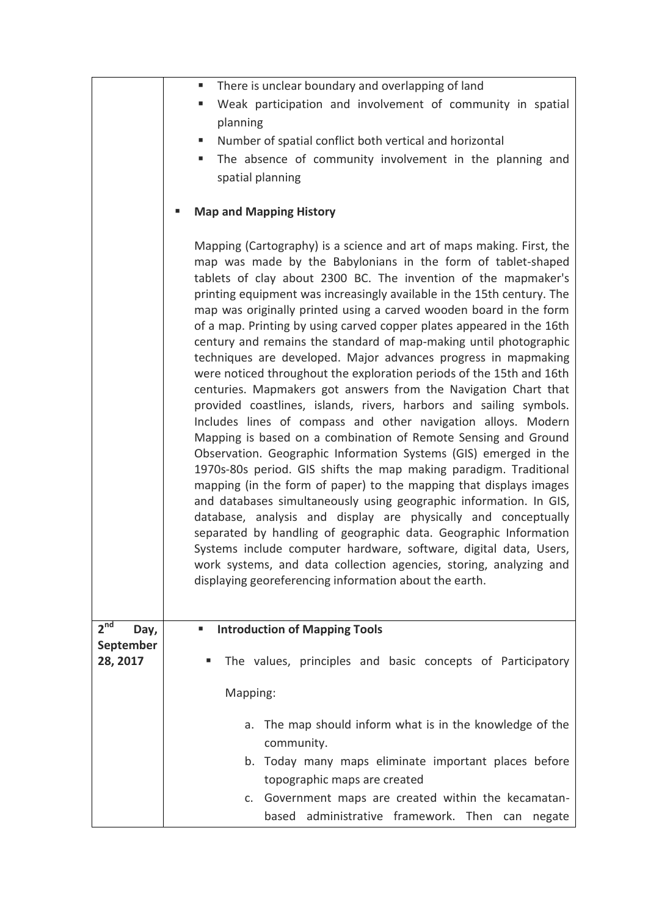| | |
|---|---|
| | ▪ There is unclear boundary and overlapping of land<br>▪ Weak participation and involvement of community in spatial planning<br>▪ Number of spatial conflict both vertical and horizontal<br>▪ The absence of community involvement in the planning and spatial planning<br><br>▪ **Map and Mapping History**<br><br>Mapping (Cartography) is a science and art of maps making. First, the map was made by the Babylonians in the form of tablet-shaped tablets of clay about 2300 BC. The invention of the mapmaker's printing equipment was increasingly available in the 15th century. The map was originally printed using a carved wooden board in the form of a map. Printing by using carved copper plates appeared in the 16th century and remains the standard of map-making until photographic techniques are developed. Major advances progress in mapmaking were noticed throughout the exploration periods of the 15th and 16th centuries. Mapmakers got answers from the Navigation Chart that provided coastlines, islands, rivers, harbors and sailing symbols. Includes lines of compass and other navigation alloys. Modern Mapping is based on a combination of Remote Sensing and Ground Observation. Geographic Information Systems (GIS) emerged in the 1970s-80s period. GIS shifts the map making paradigm. Traditional mapping (in the form of paper) to the mapping that displays images and databases simultaneously using geographic information. In GIS, database, analysis and display are physically and conceptually separated by handling of geographic data. Geographic Information Systems include computer hardware, software, digital data, Users, work systems, and data collection agencies, storing, analyzing and displaying georeferencing information about the earth. |
| 2nd Day, September 28, 2017 | ▪ **Introduction of Mapping Tools**<br><br>▪ The values, principles and basic concepts of Participatory Mapping:<br><br>a. The map should inform what is in the knowledge of the community.<br>b. Today many maps eliminate important places before topographic maps are created<br>c. Government maps are created within the kecamatan-based administrative framework. Then can negate |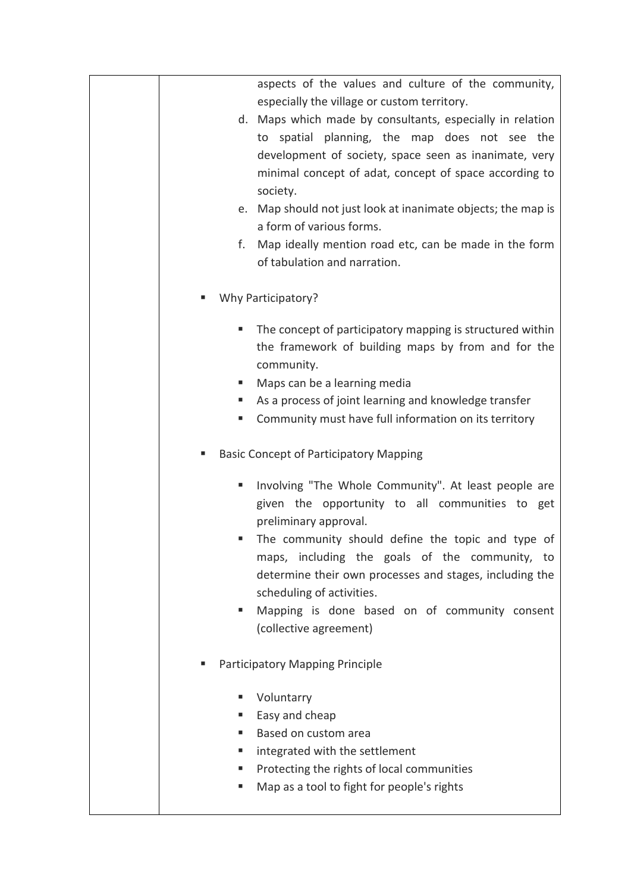| | aspects of the values and culture of the community, especially the village or custom territory.<br>d. Maps which made by consultants, especially in relation to spatial planning, the map does not see the development of society, space seen as inanimate, very minimal concept of adat, concept of space according to society.<br>e. Map should not just look at inanimate objects; the map is a form of various forms.<br>f. Map ideally mention road etc, can be made in the form of tabulation and narration.<br><br>▪ Why Participatory?<br><br>&nbsp;&nbsp;&nbsp;&nbsp;▪ The concept of participatory mapping is structured within the framework of building maps by from and for the community.<br>&nbsp;&nbsp;&nbsp;&nbsp;▪ Maps can be a learning media<br>&nbsp;&nbsp;&nbsp;&nbsp;▪ As a process of joint learning and knowledge transfer<br>&nbsp;&nbsp;&nbsp;&nbsp;▪ Community must have full information on its territory<br><br>▪ Basic Concept of Participatory Mapping<br><br>&nbsp;&nbsp;&nbsp;&nbsp;▪ Involving "The Whole Community". At least people are given the opportunity to all communities to get preliminary approval.<br>&nbsp;&nbsp;&nbsp;&nbsp;▪ The community should define the topic and type of maps, including the goals of the community, to determine their own processes and stages, including the scheduling of activities.<br>&nbsp;&nbsp;&nbsp;&nbsp;▪ Mapping is done based on of community consent (collective agreement)<br><br>▪ Participatory Mapping Principle<br><br>&nbsp;&nbsp;&nbsp;&nbsp;▪ Voluntarry<br>&nbsp;&nbsp;&nbsp;&nbsp;▪ Easy and cheap<br>&nbsp;&nbsp;&nbsp;&nbsp;▪ Based on custom area<br>&nbsp;&nbsp;&nbsp;&nbsp;▪ integrated with the settlement<br>&nbsp;&nbsp;&nbsp;&nbsp;▪ Protecting the rights of local communities<br>&nbsp;&nbsp;&nbsp;&nbsp;▪ Map as a tool to fight for people's rights |
|---|---|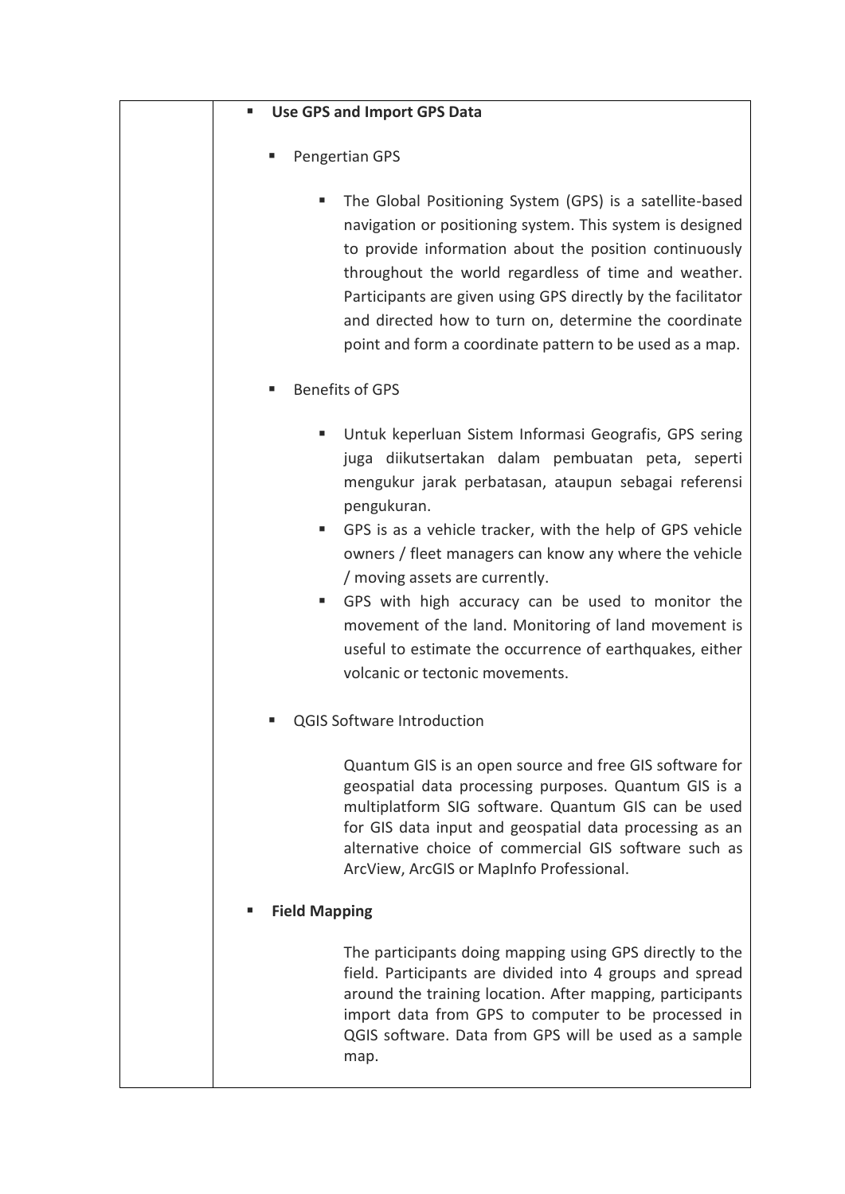| | - **Use GPS and Import GPS Data**<br><br>  - Pengertian GPS<br><br>    - The Global Positioning System (GPS) is a satellite-based navigation or positioning system. This system is designed to provide information about the position continuously throughout the world regardless of time and weather. Participants are given using GPS directly by the facilitator and directed how to turn on, determine the coordinate point and form a coordinate pattern to be used as a map.<br><br>  - Benefits of GPS<br><br>    - Untuk keperluan Sistem Informasi Geografis, GPS sering juga diikutsertakan dalam pembuatan peta, seperti mengukur jarak perbatasan, ataupun sebagai referensi pengukuran.<br>    - GPS is as a vehicle tracker, with the help of GPS vehicle owners / fleet managers can know any where the vehicle / moving assets are currently.<br>    - GPS with high accuracy can be used to monitor the movement of the land. Monitoring of land movement is useful to estimate the occurrence of earthquakes, either volcanic or tectonic movements.<br><br>  - QGIS Software Introduction<br><br>    Quantum GIS is an open source and free GIS software for geospatial data processing purposes. Quantum GIS is a multiplatform SIG software. Quantum GIS can be used for GIS data input and geospatial data processing as an alternative choice of commercial GIS software such as ArcView, ArcGIS or MapInfo Professional.<br><br>- **Field Mapping**<br><br>    The participants doing mapping using GPS directly to the field. Participants are divided into 4 groups and spread around the training location. After mapping, participants import data from GPS to computer to be processed in QGIS software. Data from GPS will be used as a sample map. |
|---|---|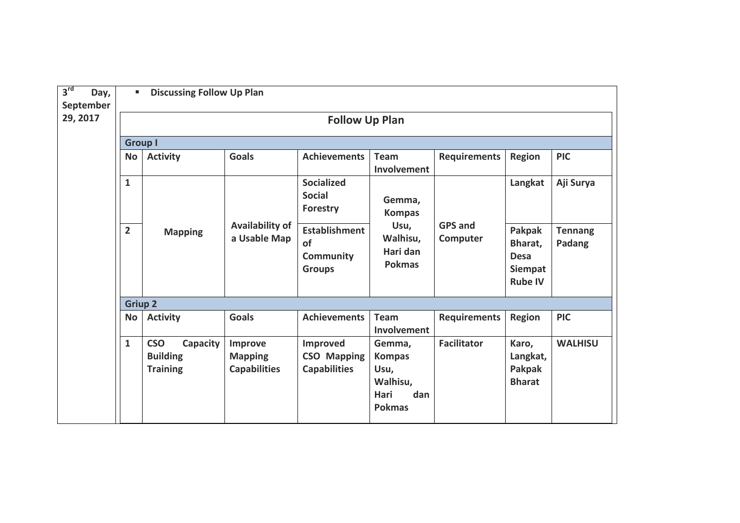| 3[rd] Day, September 29, 2017 | ▪ **Discussing Follow Up Plan** |
|---|---|

## Follow Up Plan

| No | Activity | Goals | Achievements | Team Involvement | Requirements | Region | PIC |
|---|---|---|---|---|---|---|---|
| **Group I** | | | | | | | |
| **No** | **Activity** | **Goals** | **Achievements** | **Team Involvement** | **Requirements** | **Region** | **PIC** |
| **1** | **Mapping** | **Availability of a Usable Map** | **Socialized Social Forestry** | **Gemma, Kompas Usu, Walhisu, Hari dan Pokmas** | **GPS and Computer** | **Langkat** | **Aji Surya** |
| **2** | | | **Establishment of Community Groups** | | | **Pakpak Bharat, Desa Siempat Rube IV** | **Tennang Padang** |
| **Griup 2** | | | | | | | |
| **No** | **Activity** | **Goals** | **Achievements** | **Team Involvement** | **Requirements** | **Region** | **PIC** |
| **1** | **CSO Capacity Building Training** | **Improve Mapping Capabilities** | **Improved CSO Mapping Capabilities** | **Gemma, Kompas Usu, Walhisu, Hari dan Pokmas** | **Facilitator** | **Karo, Langkat, Pakpak Bharat** | **WALHISU** |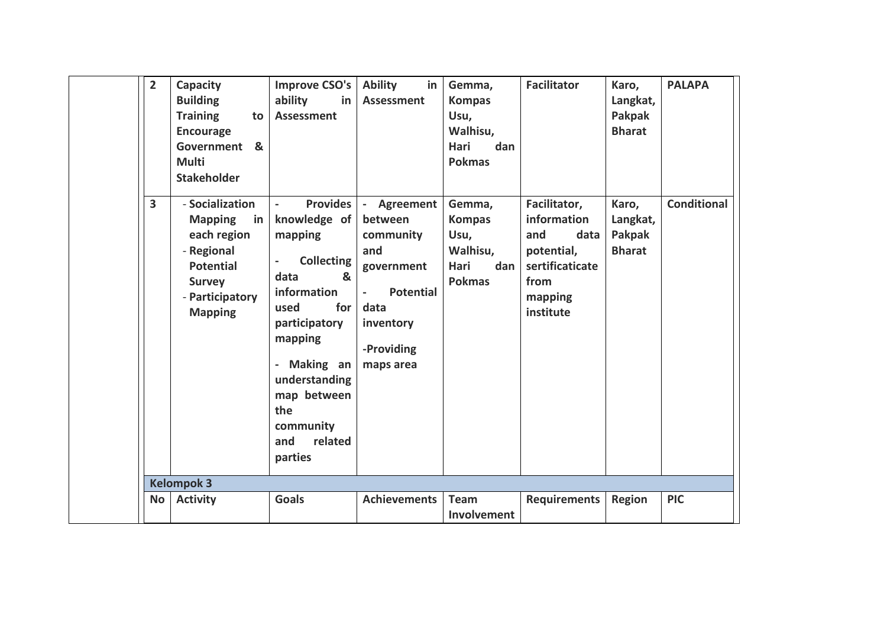| | | | | | | | |
|---|---|---|---|---|---|---|---|
| **2** | **Capacity Building Training to Encourage Government & Multi Stakeholder** | **Improve CSO's ability in Assessment** | **Ability in Assessment** | **Gemma, Kompas Usu, Walhisu, Hari dan Pokmas** | **Facilitator** | **Karo, Langkat, Pakpak Bharat** | **PALAPA** |
| **3** | - **Socialization Mapping in each region**<br>- **Regional Potential Survey**<br>- **Participatory Mapping** | - **Provides knowledge of mapping**<br>- **Collecting data & information used for participatory mapping**<br>- **Making an understanding map between the community and related parties** | - **Agreement between community and government**<br>- **Potential data inventory**<br>-**Providing maps area** | **Gemma, Kompas Usu, Walhisu, Hari dan Pokmas** | **Facilitator, information and data potential, sertificaticate from mapping institute** | **Karo, Langkat, Pakpak Bharat** | **Conditional** |
| **Kelompok 3** | | | | | | | |
| **No** | **Activity** | **Goals** | **Achievements** | **Team Involvement** | **Requirements** | **Region** | **PIC** |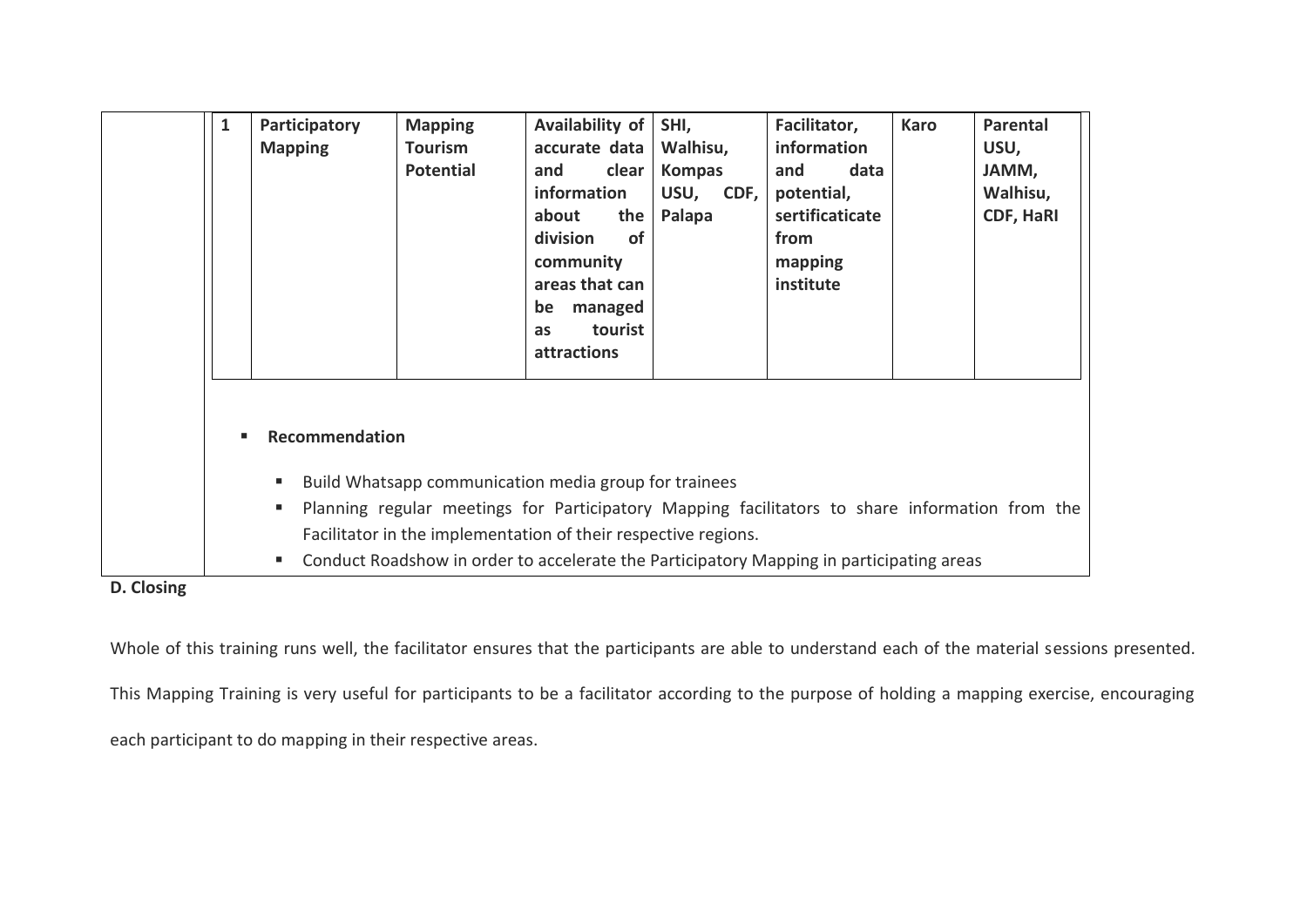| 1 | Participatory Mapping | Mapping Tourism Potential | Availability of accurate data and clear information about the division of community areas that can be managed as tourist attractions | SHI, Walhisu, Kompas USU, CDF, Palapa | Facilitator, information and data potential, sertificaticate from mapping institute | Karo | Parental USU, JAMM, Walhisu, CDF, HaRI |
|---|---|---|---|---|---|---|---|

- **Recommendation**
  - Build Whatsapp communication media group for trainees
  - Planning regular meetings for Participatory Mapping facilitators to share information from the Facilitator in the implementation of their respective regions.
  - Conduct Roadshow in order to accelerate the Participatory Mapping in participating areas

**D. Closing**

Whole of this training runs well, the facilitator ensures that the participants are able to understand each of the material sessions presented. This Mapping Training is very useful for participants to be a facilitator according to the purpose of holding a mapping exercise, encouraging each participant to do mapping in their respective areas.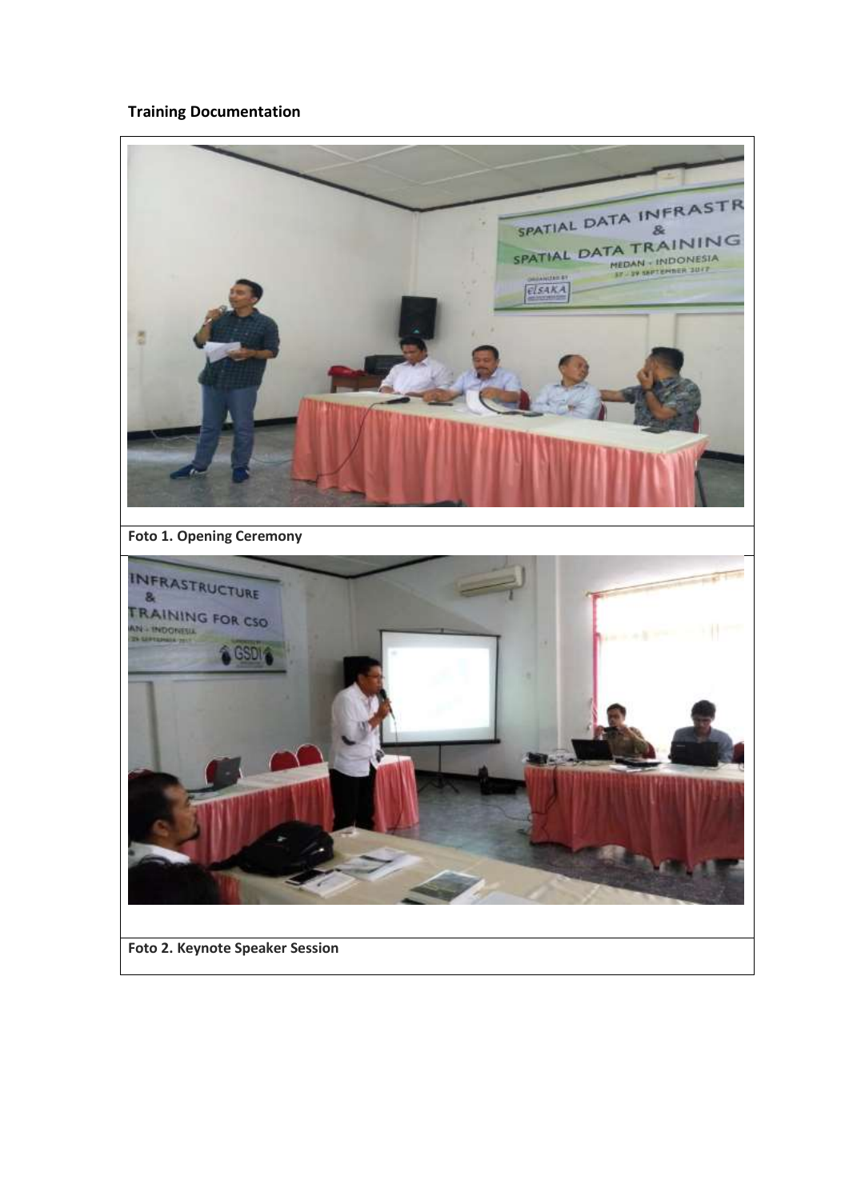**Training Documentation**

**Foto 1. Opening Ceremony**

**Foto 2. Keynote Speaker Session**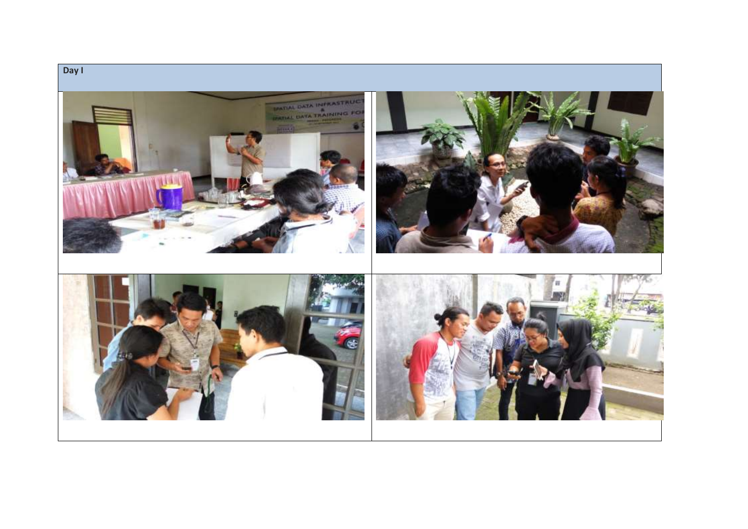Day I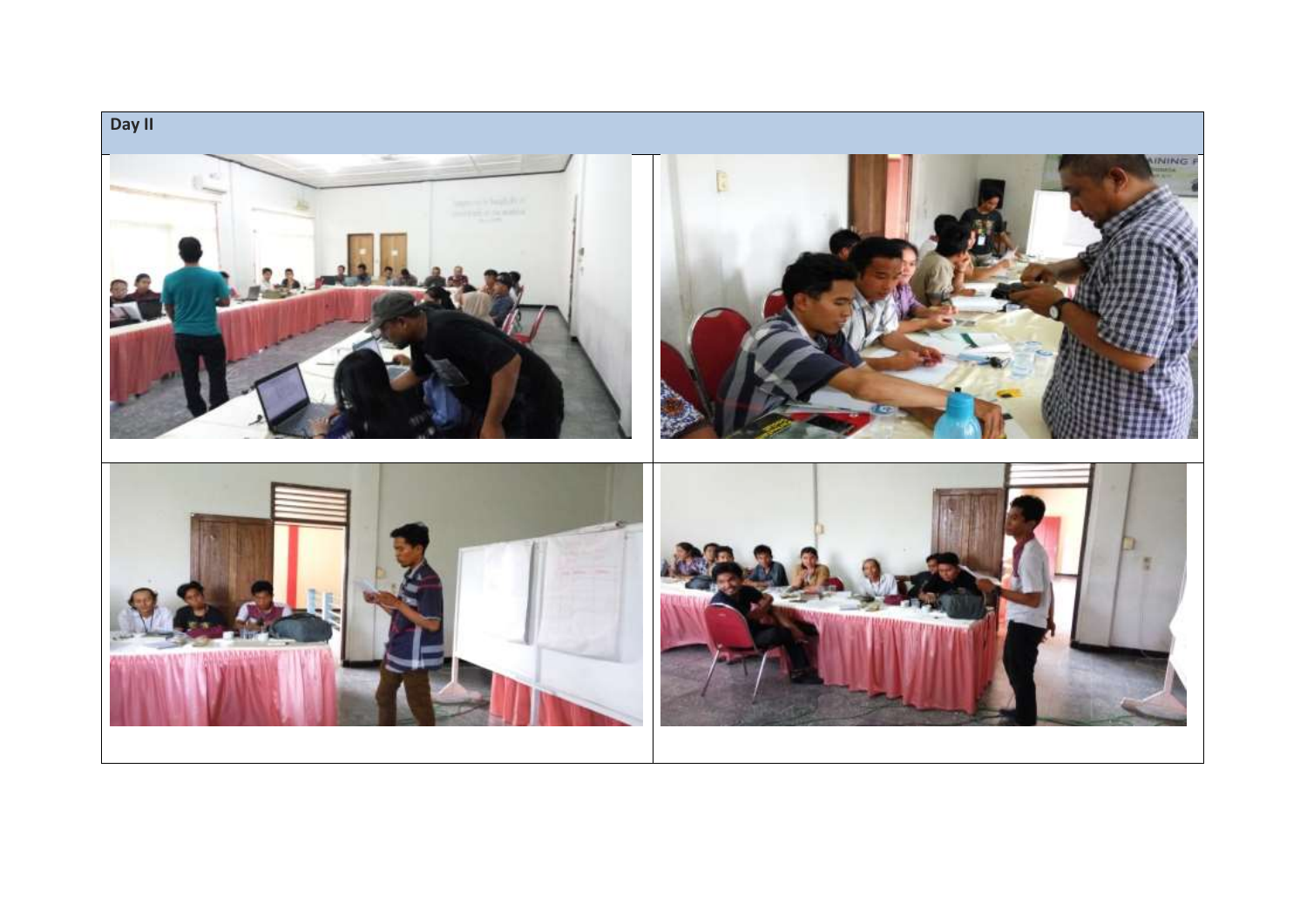**Day II**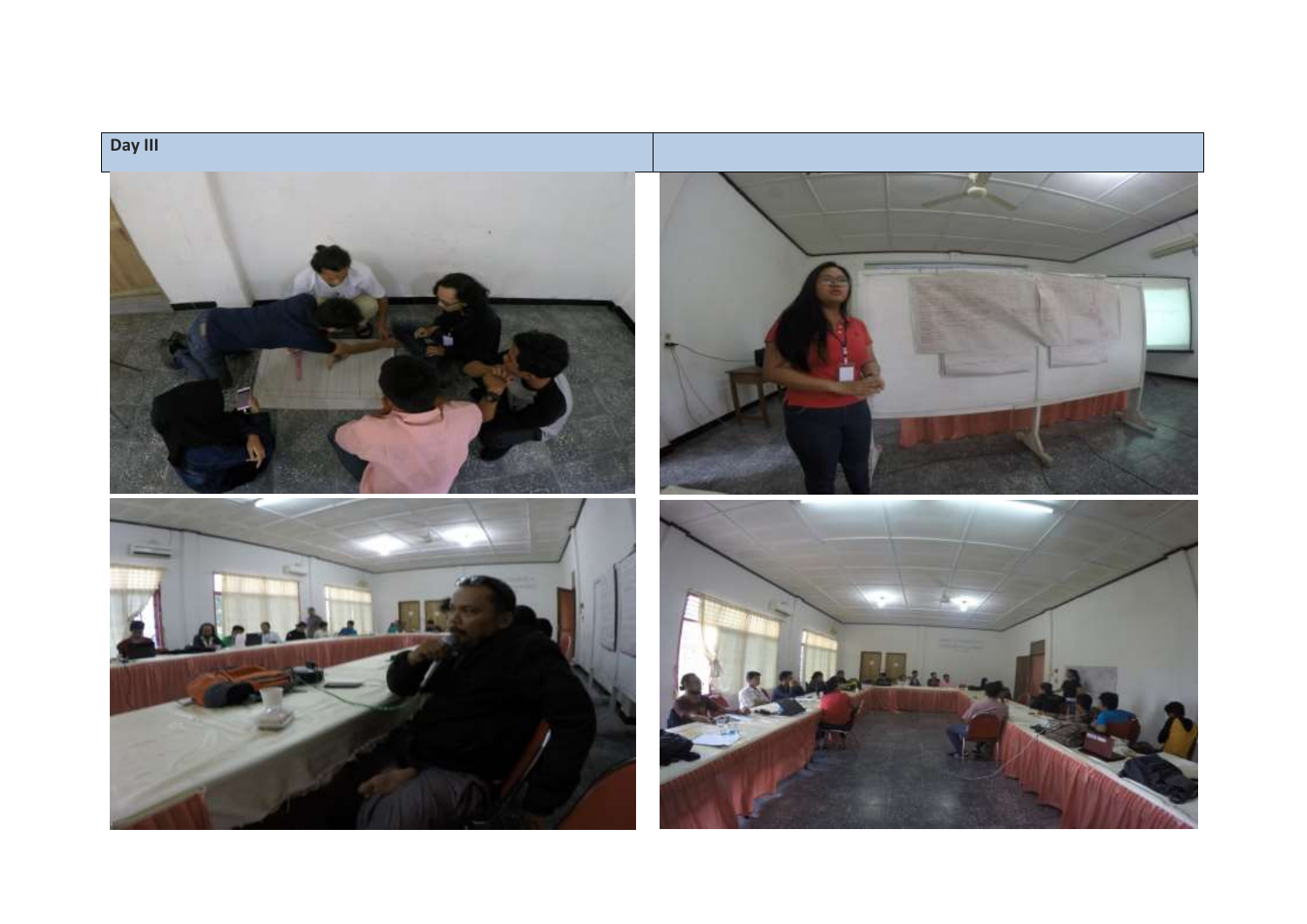| Day III | |
| --- | --- |